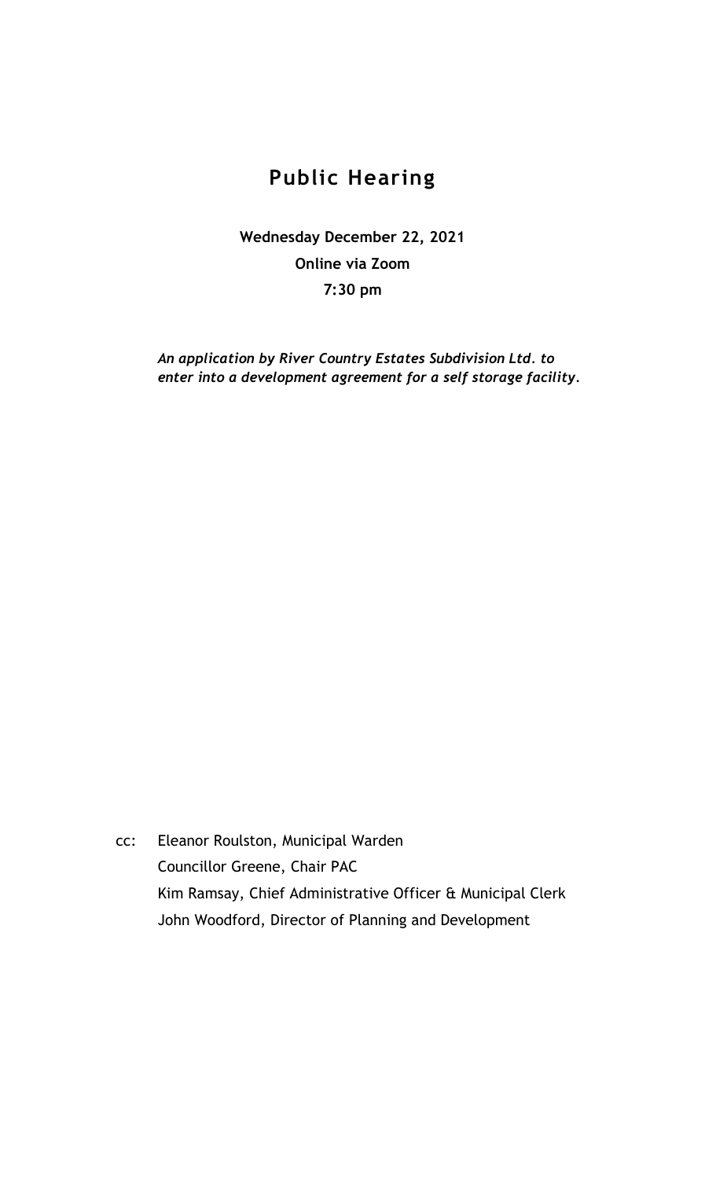# Public Hearing

**Wednesday December 22, 2021**

**Online via Zoom**

**7:30 pm**

***An application by River Country Estates Subdivision Ltd. to enter into a development agreement for a self storage facility.***

cc: Eleanor Roulston, Municipal Warden
Councillor Greene, Chair PAC
Kim Ramsay, Chief Administrative Officer & Municipal Clerk
John Woodford, Director of Planning and Development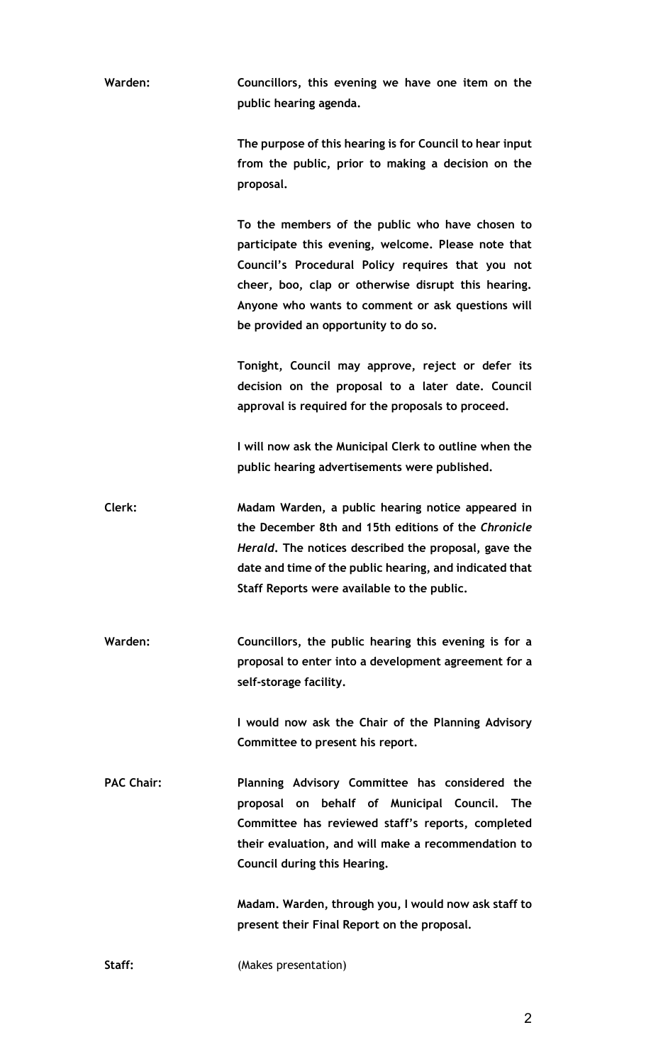**Warden:** **Councillors, this evening we have one item on the public hearing agenda.**

**The purpose of this hearing is for Council to hear input from the public, prior to making a decision on the proposal.**

**To the members of the public who have chosen to participate this evening, welcome. Please note that Council's Procedural Policy requires that you not cheer, boo, clap or otherwise disrupt this hearing. Anyone who wants to comment or ask questions will be provided an opportunity to do so.**

**Tonight, Council may approve, reject or defer its decision on the proposal to a later date. Council approval is required for the proposals to proceed.**

**I will now ask the Municipal Clerk to outline when the public hearing advertisements were published.**

**Clerk:** **Madam Warden, a public hearing notice appeared in the December 8th and 15th editions of the *Chronicle Herald*. The notices described the proposal, gave the date and time of the public hearing, and indicated that Staff Reports were available to the public.**

**Warden:** **Councillors, the public hearing this evening is for a proposal to enter into a development agreement for a self-storage facility.**

**I would now ask the Chair of the Planning Advisory Committee to present his report.**

**PAC Chair:** **Planning Advisory Committee has considered the proposal on behalf of Municipal Council. The Committee has reviewed staff's reports, completed their evaluation, and will make a recommendation to Council during this Hearing.**

**Madam. Warden, through you, I would now ask staff to present their Final Report on the proposal.**

**Staff:** (Makes presentation)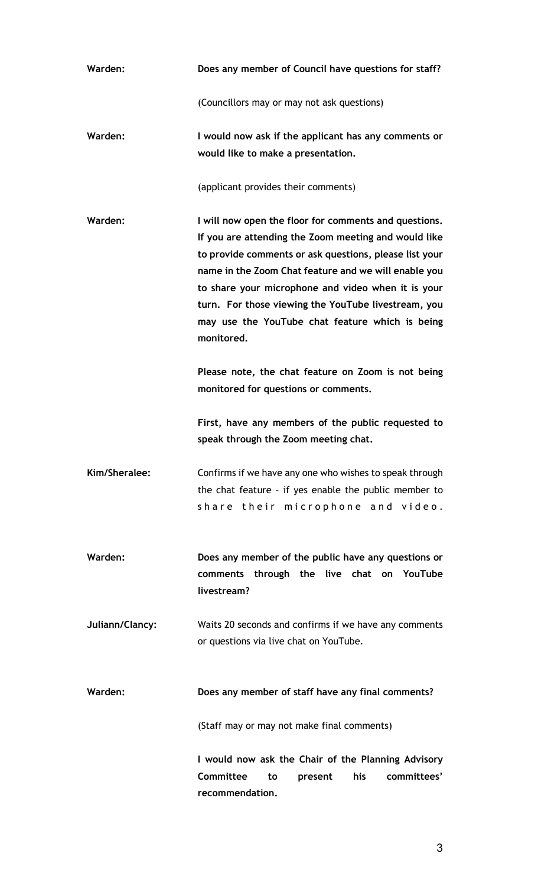**Warden:** **Does any member of Council have questions for staff?**

(Councillors may or may not ask questions)

**Warden:** **I would now ask if the applicant has any comments or would like to make a presentation.**

(applicant provides their comments)

**Warden:** **I will now open the floor for comments and questions. If you are attending the Zoom meeting and would like to provide comments or ask questions, please list your name in the Zoom Chat feature and we will enable you to share your microphone and video when it is your turn. For those viewing the YouTube livestream, you may use the YouTube chat feature which is being monitored.**

**Please note, the chat feature on Zoom is not being monitored for questions or comments.**

**First, have any members of the public requested to speak through the Zoom meeting chat.**

**Kim/Sheralee:** Confirms if we have any one who wishes to speak through the chat feature – if yes enable the public member to share their microphone and video.

**Warden:** **Does any member of the public have any questions or comments through the live chat on YouTube livestream?**

**Juliann/Clancy:** Waits 20 seconds and confirms if we have any comments or questions via live chat on YouTube.

**Warden:** **Does any member of staff have any final comments?**

(Staff may or may not make final comments)

**I would now ask the Chair of the Planning Advisory Committee to present his committees' recommendation.**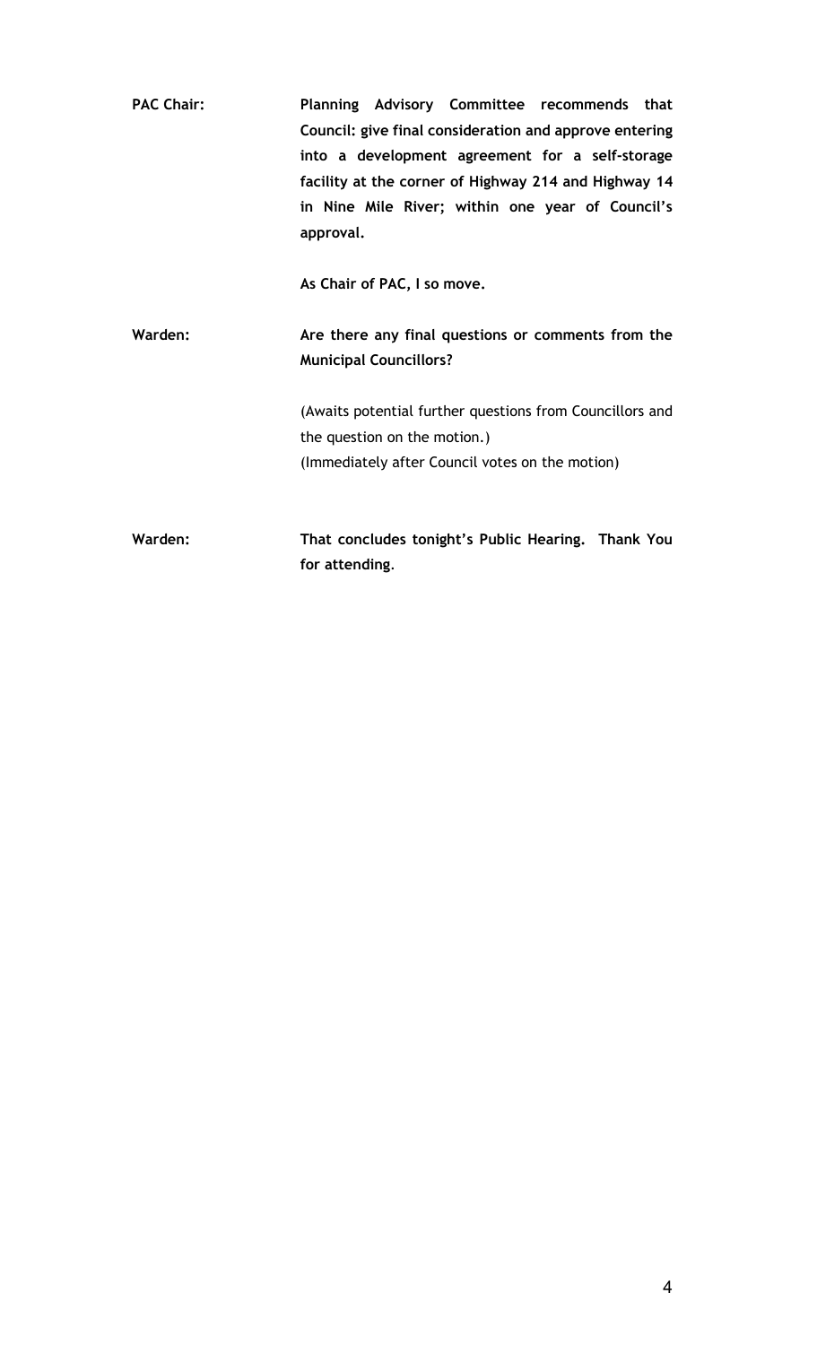**PAC Chair:** **Planning Advisory Committee recommends that Council: give final consideration and approve entering into a development agreement for a self-storage facility at the corner of Highway 214 and Highway 14 in Nine Mile River; within one year of Council's approval.**

**As Chair of PAC, I so move.**

**Warden:** **Are there any final questions or comments from the Municipal Councillors?**

(Awaits potential further questions from Councillors and the question on the motion.)
(Immediately after Council votes on the motion)

**Warden:** **That concludes tonight's Public Hearing. Thank You for attending.**